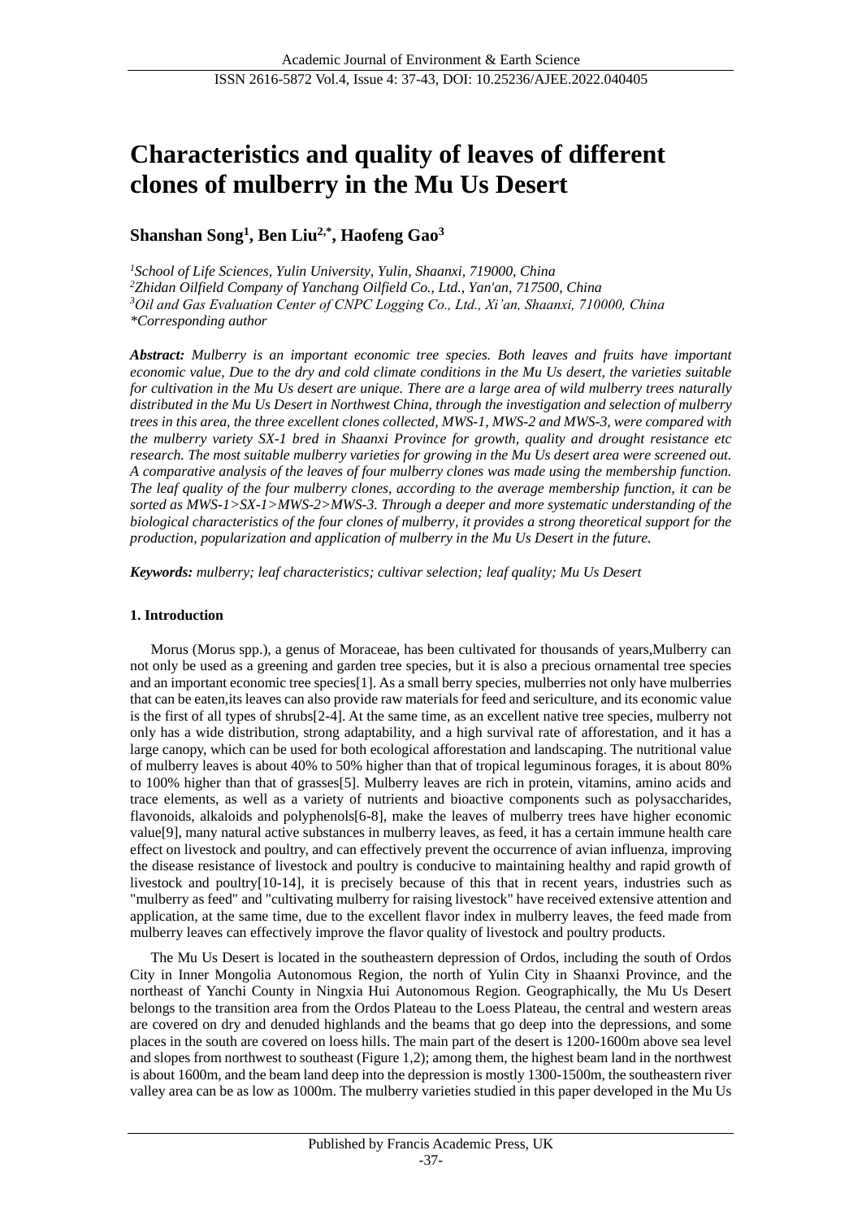# Characteristics and quality of leaves of different clones of mulberry in the Mu Us Desert

**Shanshan Song[1], Ben Liu[2,*], Haofeng Gao[3]**

*[1]School of Life Sciences, Yulin University, Yulin, Shaanxi, 719000, China*
*[2]Zhidan Oilfield Company of Yanchang Oilfield Co., Ltd., Yan'an, 717500, China*
*[3]Oil and Gas Evaluation Center of CNPC Logging Co., Ltd., Xi'an, Shaanxi, 710000, China*
*\*Corresponding author*

***Abstract:*** *Mulberry is an important economic tree species. Both leaves and fruits have important economic value, Due to the dry and cold climate conditions in the Mu Us desert, the varieties suitable for cultivation in the Mu Us desert are unique. There are a large area of wild mulberry trees naturally distributed in the Mu Us Desert in Northwest China, through the investigation and selection of mulberry trees in this area, the three excellent clones collected, MWS-1, MWS-2 and MWS-3, were compared with the mulberry variety SX-1 bred in Shaanxi Province for growth, quality and drought resistance etc research. The most suitable mulberry varieties for growing in the Mu Us desert area were screened out. A comparative analysis of the leaves of four mulberry clones was made using the membership function. The leaf quality of the four mulberry clones, according to the average membership function, it can be sorted as MWS-1>SX-1>MWS-2>MWS-3. Through a deeper and more systematic understanding of the biological characteristics of the four clones of mulberry, it provides a strong theoretical support for the production, popularization and application of mulberry in the Mu Us Desert in the future.*

***Keywords:*** *mulberry; leaf characteristics; cultivar selection; leaf quality; Mu Us Desert*

## 1. Introduction

Morus (Morus spp.), a genus of Moraceae, has been cultivated for thousands of years,Mulberry can not only be used as a greening and garden tree species, but it is also a precious ornamental tree species and an important economic tree species[1]. As a small berry species, mulberries not only have mulberries that can be eaten,its leaves can also provide raw materials for feed and sericulture, and its economic value is the first of all types of shrubs[2-4]. At the same time, as an excellent native tree species, mulberry not only has a wide distribution, strong adaptability, and a high survival rate of afforestation, and it has a large canopy, which can be used for both ecological afforestation and landscaping. The nutritional value of mulberry leaves is about 40% to 50% higher than that of tropical leguminous forages, it is about 80% to 100% higher than that of grasses[5]. Mulberry leaves are rich in protein, vitamins, amino acids and trace elements, as well as a variety of nutrients and bioactive components such as polysaccharides, flavonoids, alkaloids and polyphenols[6-8], make the leaves of mulberry trees have higher economic value[9], many natural active substances in mulberry leaves, as feed, it has a certain immune health care effect on livestock and poultry, and can effectively prevent the occurrence of avian influenza, improving the disease resistance of livestock and poultry is conducive to maintaining healthy and rapid growth of livestock and poultry[10-14], it is precisely because of this that in recent years, industries such as "mulberry as feed" and "cultivating mulberry for raising livestock" have received extensive attention and application, at the same time, due to the excellent flavor index in mulberry leaves, the feed made from mulberry leaves can effectively improve the flavor quality of livestock and poultry products.

The Mu Us Desert is located in the southeastern depression of Ordos, including the south of Ordos City in Inner Mongolia Autonomous Region, the north of Yulin City in Shaanxi Province, and the northeast of Yanchi County in Ningxia Hui Autonomous Region. Geographically, the Mu Us Desert belongs to the transition area from the Ordos Plateau to the Loess Plateau, the central and western areas are covered on dry and denuded highlands and the beams that go deep into the depressions, and some places in the south are covered on loess hills. The main part of the desert is 1200-1600m above sea level and slopes from northwest to southeast (Figure 1,2); among them, the highest beam land in the northwest is about 1600m, and the beam land deep into the depression is mostly 1300-1500m, the southeastern river valley area can be as low as 1000m. The mulberry varieties studied in this paper developed in the Mu Us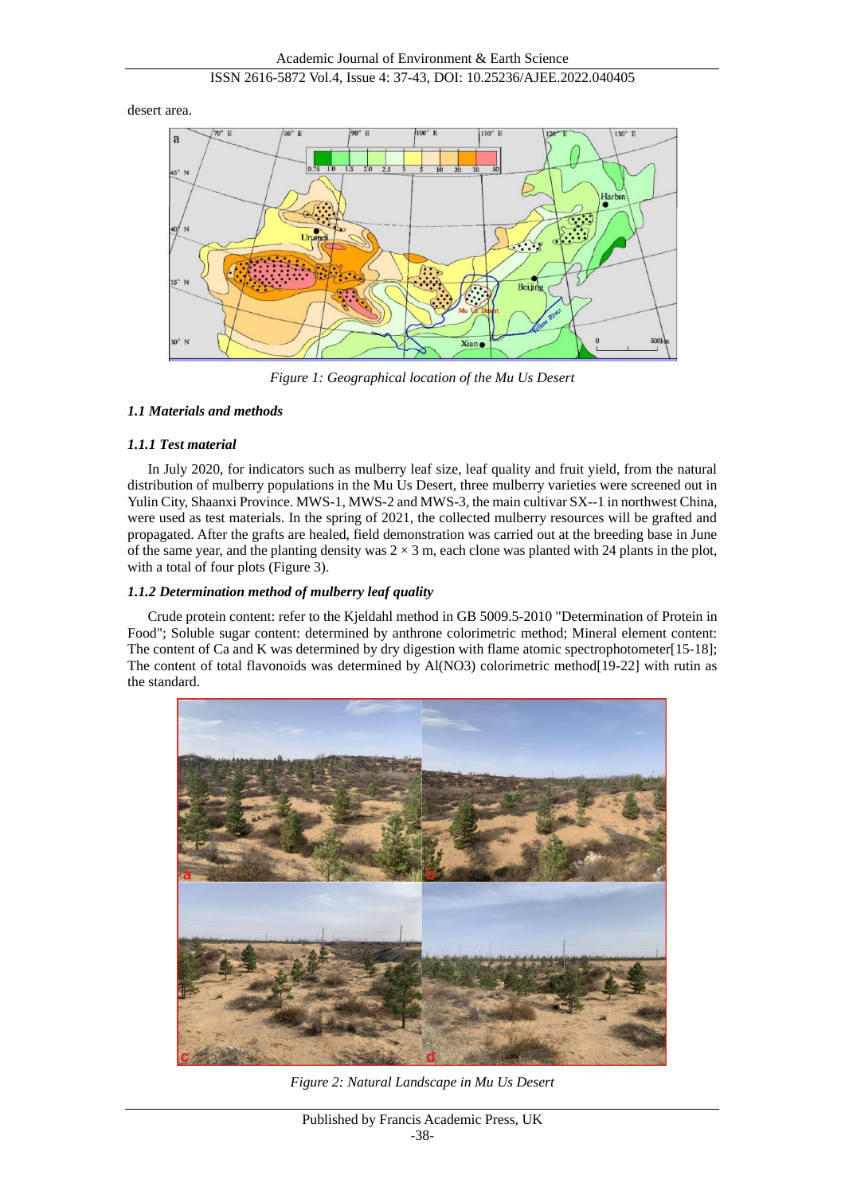desert area.

Figure 1: Geographical location of the Mu Us Desert

### *1.1 Materials and methods*

#### *1.1.1 Test material*

In July 2020, for indicators such as mulberry leaf size, leaf quality and fruit yield, from the natural distribution of mulberry populations in the Mu Us Desert, three mulberry varieties were screened out in Yulin City, Shaanxi Province. MWS-1, MWS-2 and MWS-3, the main cultivar SX--1 in northwest China, were used as test materials. In the spring of 2021, the collected mulberry resources will be grafted and propagated. After the grafts are healed, field demonstration was carried out at the breeding base in June of the same year, and the planting density was $2 \times 3$ m, each clone was planted with 24 plants in the plot, with a total of four plots (Figure 3).

#### *1.1.2 Determination method of mulberry leaf quality*

Crude protein content: refer to the Kjeldahl method in GB 5009.5-2010 "Determination of Protein in Food"; Soluble sugar content: determined by anthrone colorimetric method; Mineral element content: The content of Ca and K was determined by dry digestion with flame atomic spectrophotometer[15-18]; The content of total flavonoids was determined by $Al(NO3)$ colorimetric method[19-22] with rutin as the standard.

Figure 2: Natural Landscape in Mu Us Desert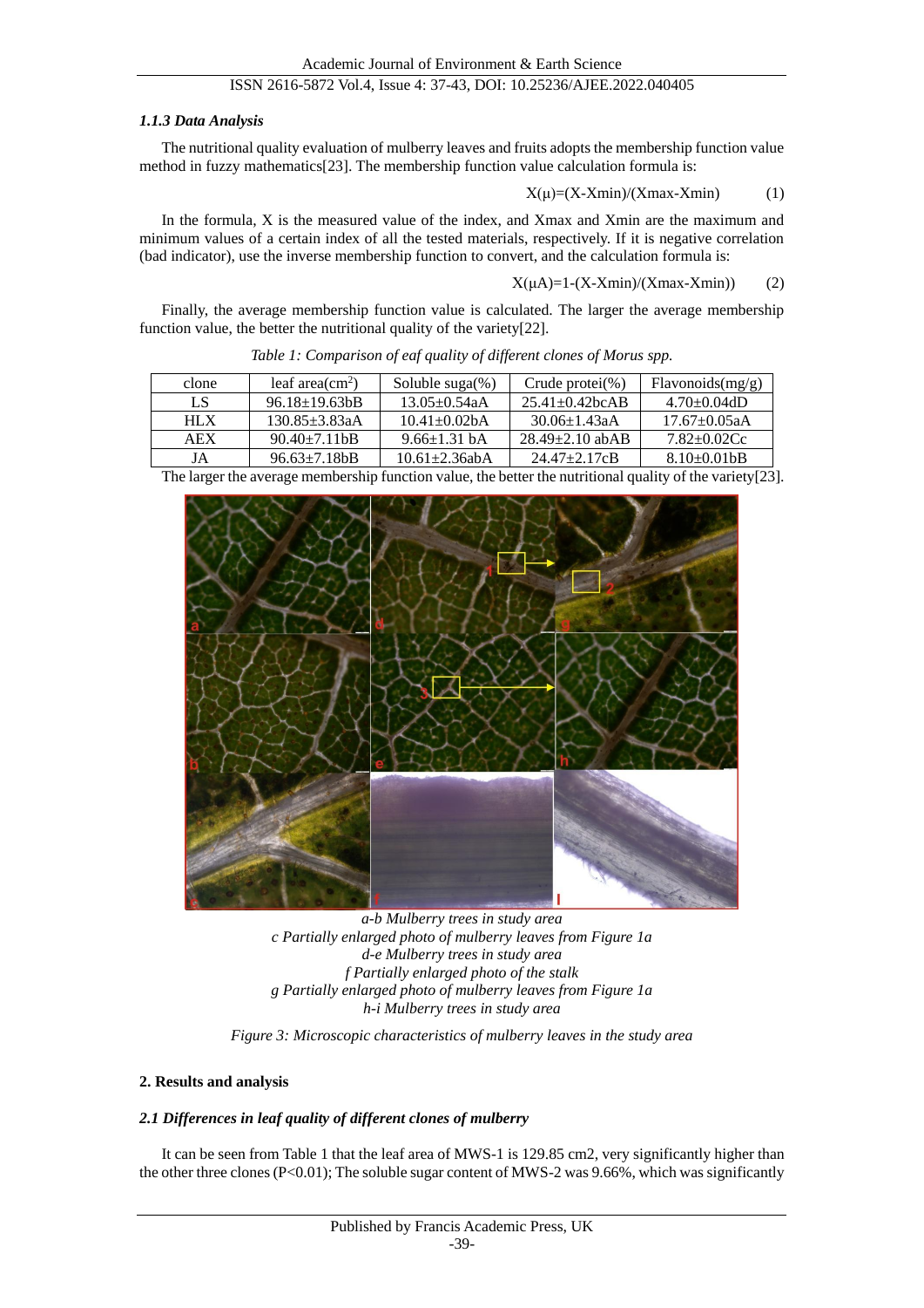### *1.1.3 Data Analysis*

The nutritional quality evaluation of mulberry leaves and fruits adopts the membership function value method in fuzzy mathematics[23]. The membership function value calculation formula is:

$$X(\mu)=(X-X_{min})/(X_{max}-X_{min}) \qquad (1)$$

In the formula, X is the measured value of the index, and Xmax and Xmin are the maximum and minimum values of a certain index of all the tested materials, respectively. If it is negative correlation (bad indicator), use the inverse membership function to convert, and the calculation formula is:

$$X(\mu A)=1-(X-X_{min})/(X_{max}-X_{min}) \qquad (2)$$

Finally, the average membership function value is calculated. The larger the average membership function value, the better the nutritional quality of the variety[22].

*Table 1: Comparison of eaf quality of different clones of Morus spp.*

| clone | leaf area($cm^2$) | Soluble suga(%) | Crude protei(%) | Flavonoids(mg/g) |
|---|---|---|---|---|
| LS | 96.18±19.63bB | 13.05±0.54aA | 25.41±0.42bcAB | 4.70±0.04dD |
| HLX | 130.85±3.83aA | 10.41±0.02bA | 30.06±1.43aA | 17.67±0.05aA |
| AEX | 90.40±7.11bB | 9.66±1.31 bA | 28.49±2.10 abAB | 7.82±0.02Cc |
| JA | 96.63±7.18bB | 10.61±2.36abA | 24.47±2.17cB | 8.10±0.01bB |

The larger the average membership function value, the better the nutritional quality of the variety[23].

*a-b Mulberry trees in study area*
*c Partially enlarged photo of mulberry leaves from Figure 1a*
*d-e Mulberry trees in study area*
*f Partially enlarged photo of the stalk*
*g Partially enlarged photo of mulberry leaves from Figure 1a*
*h-i Mulberry trees in study area*

*Figure 3: Microscopic characteristics of mulberry leaves in the study area*

## 2. Results and analysis

### *2.1 Differences in leaf quality of different clones of mulberry*

It can be seen from Table 1 that the leaf area of MWS-1 is 129.85 cm2, very significantly higher than the other three clones (P<0.01); The soluble sugar content of MWS-2 was 9.66%, which was significantly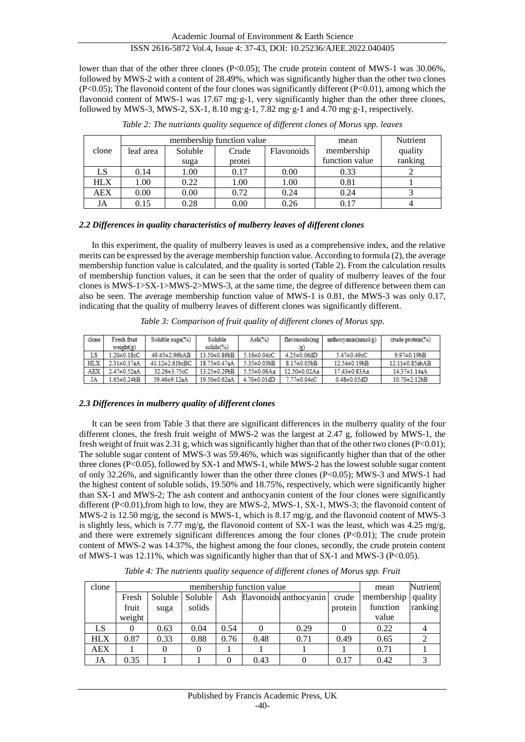lower than that of the other three clones (P<0.05); The crude protein content of MWS-1 was 30.06%, followed by MWS-2 with a content of 28.49%, which was significantly higher than the other two clones (P<0.05); The flavonoid content of the four clones was significantly different (P<0.01), among which the flavonoid content of MWS-1 was 17.67 mg·g-1, very significantly higher than the other three clones, followed by MWS-3, MWS-2, SX-1, 8.10 mg·g-1, 7.82 mg·g-1 and 4.70 mg·g-1, respectively.

*Table 2: The nutriants quality sequence of different clones of Morus spp. leaves*

| clone | membership function value | | | | mean membership function value | Nutrient quality ranking |
|---|---|---|---|---|---|---|
| | leaf area | Soluble suga | Crude protei | Flavonoids | | |
| LS | 0.14 | 1.00 | 0.17 | 0.00 | 0.33 | 2 |
| HLX | 1.00 | 0.22 | 1.00 | 1.00 | 0.81 | 1 |
| AEX | 0.00 | 0.00 | 0.72 | 0.24 | 0.24 | 3 |
| JA | 0.15 | 0.28 | 0.00 | 0.26 | 0.17 | 4 |

### *2.2 Differences in quality characteristics of mulberry leaves of different clones*

In this experiment, the quality of mulberry leaves is used as a comprehensive index, and the relative merits can be expressed by the average membership function value. According to formula (2), the average membership function value is calculated, and the quality is sorted (Table 2). From the calculation results of membership function values, it can be seen that the order of quality of mulberry leaves of the four clones is MWS-1>SX-1>MWS-2>MWS-3, at the same time, the degree of difference between them can also be seen. The average membership function value of MWS-1 is 0.81, the MWS-3 was only 0.17, indicating that the quality of mulberry leaves of different clones was significantly different.

*Table 3: Comparison of fruit quality of different clones of Morus spp.*

| clone | Fresh fruit weight(g) | Soluble suga(%) | Soluble solids(%) | Ash(%) | flavonoids(mg/g) | anthocyanin(nmol/g) | crude protein(%) |
|---|---|---|---|---|---|---|---|
| LS | 1.20±0.18cC | 49.45±2.96bAB | 13.50±0.86bB | 5.16±0.04cC | 4.25±0.06dD | 5.47±0.49cC | 9.97±0.19bB |
| HLX | 2.31±0.37aA | 41.12±2.61bcBC | 18.75±0.47aA | 5.35±0.03bB | 8.17±0.05bB | 12.54±0.19bB | 12.11±0.85abAB |
| AEX | 2.47±0.52aA | 32.26±3.75cC | 13.25±0.29bB | 5.55±0.06Aa | 12.50±0.02Aa | 17.43±0.83Aa | 14.37±1.14aA |
| JA | 1.65±0.24bB | 59.46±9.12aA | 19.50±0.62aA | 4.70±0.01dD | 7.77±0.04cC | 0.48±0.05dD | 10.70±2.12bB |

### *2.3 Differences in mulberry quality of different clones*

It can be seen from Table 3 that there are significant differences in the mulberry quality of the four different clones, the fresh fruit weight of MWS-2 was the largest at 2.47 g, followed by MWS-1, the fresh weight of fruit was 2.31 g, which was significantly higher than that of the other two clones (P<0.01); The soluble sugar content of MWS-3 was 59.46%, which was significantly higher than that of the other three clones (P<0.05), followed by SX-1 and MWS-1, while MWS-2 has the lowest soluble sugar content of only 32.26%, and significantly lower than the other three clones (P<0.05); MWS-3 and MWS-1 had the highest content of soluble solids, 19.50% and 18.75%, respectively, which were significantly higher than SX-1 and MWS-2; The ash content and anthocyanin content of the four clones were significantly different (P<0.01),from high to low, they are MWS-2, MWS-1, SX-1, MWS-3; the flavonoid content of MWS-2 is 12.50 mg/g, the second is MWS-1, which is 8.17 mg/g, and the flavonoid content of MWS-3 is slightly less, which is 7.77 mg/g, the flavonoid content of SX-1 was the least, which was 4.25 mg/g, and there were extremely significant differences among the four clones (P<0.01); The crude protein content of MWS-2 was 14.37%, the highest among the four clones, secondly, the crude protein content of MWS-1 was 12.11%, which was significantly higher than that of SX-1 and MWS-3 (P<0.05).

*Table 4: The nutrients quality sequence of different clones of Morus spp. Fruit*

| clone | membership function value | | | | | | | mean membership function value | Nutrient quality ranking |
|---|---|---|---|---|---|---|---|---|---|
| | Fresh fruit weight | Soluble suga | Soluble solids | Ash | flavonoids | anthocyanin | crude protein | | |
| LS | 0 | 0.63 | 0.04 | 0.54 | 0 | 0.29 | 0 | 0.22 | 4 |
| HLX | 0.87 | 0.33 | 0.88 | 0.76 | 0.48 | 0.71 | 0.49 | 0.65 | 2 |
| AEX | 1 | 0 | 0 | 1 | 1 | 1 | 1 | 0.71 | 1 |
| JA | 0.35 | 1 | 1 | 0 | 0.43 | 0 | 0.17 | 0.42 | 3 |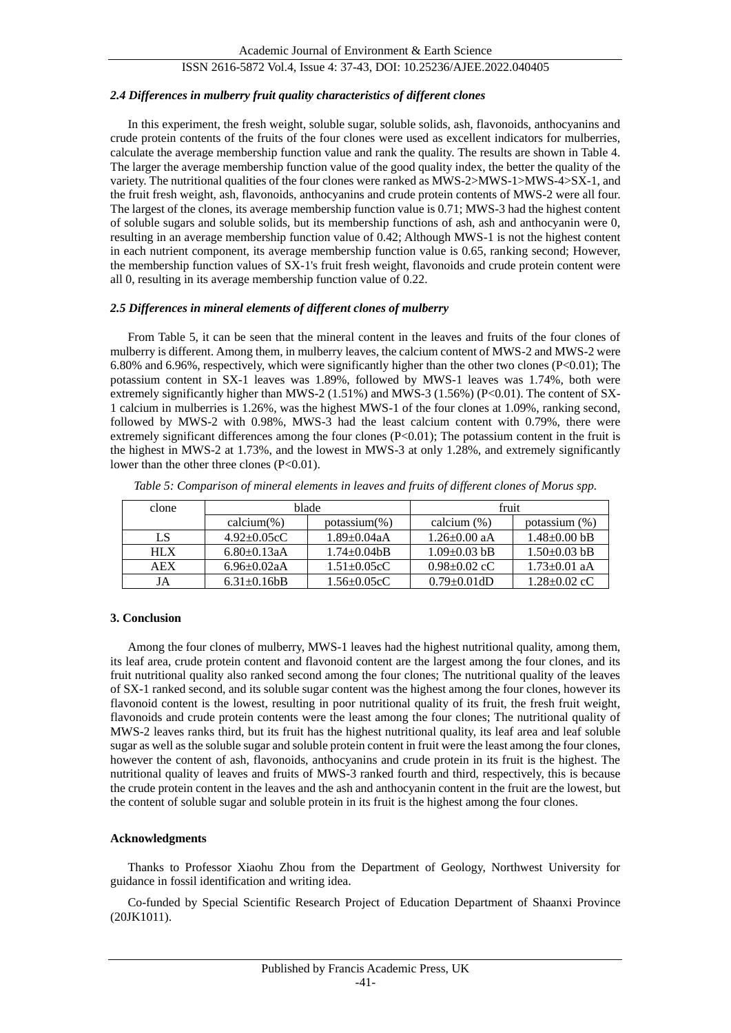### *2.4 Differences in mulberry fruit quality characteristics of different clones*

In this experiment, the fresh weight, soluble sugar, soluble solids, ash, flavonoids, anthocyanins and crude protein contents of the fruits of the four clones were used as excellent indicators for mulberries, calculate the average membership function value and rank the quality. The results are shown in Table 4. The larger the average membership function value of the good quality index, the better the quality of the variety. The nutritional qualities of the four clones were ranked as MWS-2>MWS-1>MWS-4>SX-1, and the fruit fresh weight, ash, flavonoids, anthocyanins and crude protein contents of MWS-2 were all four. The largest of the clones, its average membership function value is 0.71; MWS-3 had the highest content of soluble sugars and soluble solids, but its membership functions of ash, ash and anthocyanin were 0, resulting in an average membership function value of 0.42; Although MWS-1 is not the highest content in each nutrient component, its average membership function value is 0.65, ranking second; However, the membership function values of SX-1's fruit fresh weight, flavonoids and crude protein content were all 0, resulting in its average membership function value of 0.22.

### *2.5 Differences in mineral elements of different clones of mulberry*

From Table 5, it can be seen that the mineral content in the leaves and fruits of the four clones of mulberry is different. Among them, in mulberry leaves, the calcium content of MWS-2 and MWS-2 were 6.80% and 6.96%, respectively, which were significantly higher than the other two clones ($P<0.01$); The potassium content in SX-1 leaves was 1.89%, followed by MWS-1 leaves was 1.74%, both were extremely significantly higher than MWS-2 (1.51%) and MWS-3 (1.56%) ($P<0.01$). The content of SX-1 calcium in mulberries is 1.26%, was the highest MWS-1 of the four clones at 1.09%, ranking second, followed by MWS-2 with 0.98%, MWS-3 had the least calcium content with 0.79%, there were extremely significant differences among the four clones ($P<0.01$); The potassium content in the fruit is the highest in MWS-2 at 1.73%, and the lowest in MWS-3 at only 1.28%, and extremely significantly lower than the other three clones ($P<0.01$).

*Table 5: Comparison of mineral elements in leaves and fruits of different clones of Morus spp.*

| clone | blade | | fruit | |
|---|---|---|---|---|
| | calcium(%) | potassium(%) | calcium (%) | potassium (%) |
| LS | 4.92±0.05cC | 1.89±0.04aA | 1.26±0.00 aA | 1.48±0.00 bB |
| HLX | 6.80±0.13aA | 1.74±0.04bB | 1.09±0.03 bB | 1.50±0.03 bB |
| AEX | 6.96±0.02aA | 1.51±0.05cC | 0.98±0.02 cC | 1.73±0.01 aA |
| JA | 6.31±0.16bB | 1.56±0.05cC | 0.79±0.01dD | 1.28±0.02 cC |

## 3. Conclusion

Among the four clones of mulberry, MWS-1 leaves had the highest nutritional quality, among them, its leaf area, crude protein content and flavonoid content are the largest among the four clones, and its fruit nutritional quality also ranked second among the four clones; The nutritional quality of the leaves of SX-1 ranked second, and its soluble sugar content was the highest among the four clones, however its flavonoid content is the lowest, resulting in poor nutritional quality of its fruit, the fresh fruit weight, flavonoids and crude protein contents were the least among the four clones; The nutritional quality of MWS-2 leaves ranks third, but its fruit has the highest nutritional quality, its leaf area and leaf soluble sugar as well as the soluble sugar and soluble protein content in fruit were the least among the four clones, however the content of ash, flavonoids, anthocyanins and crude protein in its fruit is the highest. The nutritional quality of leaves and fruits of MWS-3 ranked fourth and third, respectively, this is because the crude protein content in the leaves and the ash and anthocyanin content in the fruit are the lowest, but the content of soluble sugar and soluble protein in its fruit is the highest among the four clones.

## Acknowledgments

Thanks to Professor Xiaohu Zhou from the Department of Geology, Northwest University for guidance in fossil identification and writing idea.

Co-funded by Special Scientific Research Project of Education Department of Shaanxi Province (20JK1011).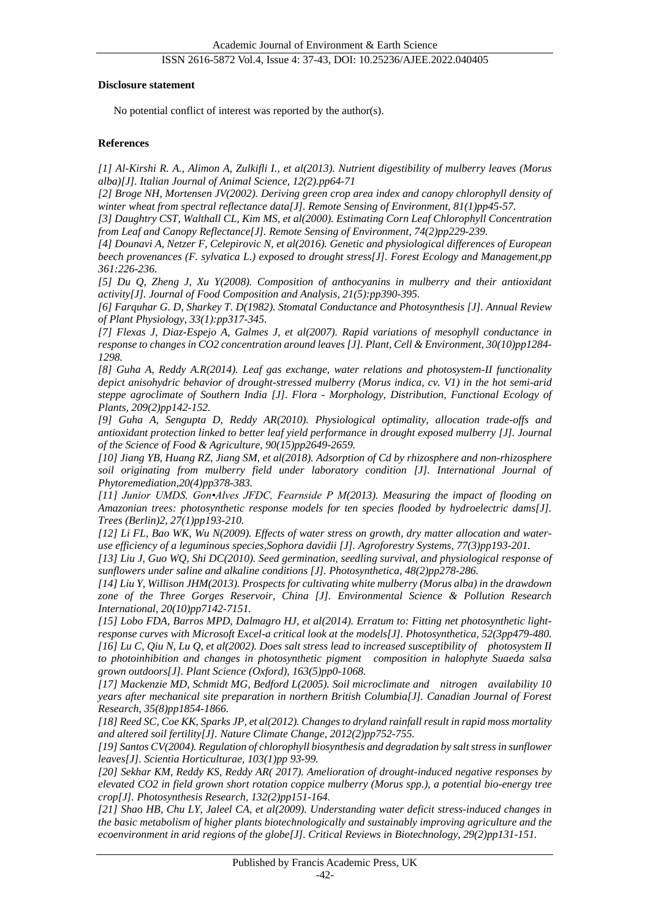**Disclosure statement**

No potential conflict of interest was reported by the author(s).

**References**

*[1] Al-Kirshi R. A., Alimon A, Zulkifli I., et al(2013). Nutrient digestibility of mulberry leaves (Morus alba)[J]. Italian Journal of Animal Science, 12(2).pp64-71*

*[2] Broge NH, Mortensen JV(2002). Deriving green crop area index and canopy chlorophyll density of winter wheat from spectral reflectance data[J]. Remote Sensing of Environment, 81(1)pp45-57.*

*[3] Daughtry CST, Walthall CL, Kim MS, et al(2000). Estimating Corn Leaf Chlorophyll Concentration from Leaf and Canopy Reflectance[J]. Remote Sensing of Environment, 74(2)pp229-239.*

*[4] Dounavi A, Netzer F, Celepirovic N, et al(2016). Genetic and physiological differences of European beech provenances (F. sylvatica L.) exposed to drought stress[J]. Forest Ecology and Management,pp 361:226-236.*

*[5] Du Q, Zheng J, Xu Y(2008). Composition of anthocyanins in mulberry and their antioxidant activity[J]. Journal of Food Composition and Analysis, 21(5):pp390-395.*

*[6] Farquhar G. D, Sharkey T. D(1982). Stomatal Conductance and Photosynthesis [J]. Annual Review of Plant Physiology, 33(1):pp317-345.*

*[7] Flexas J, Diaz-Espejo A, Galmes J, et al(2007). Rapid variations of mesophyll conductance in response to changes in CO2 concentration around leaves [J]. Plant, Cell & Environment, 30(10)pp1284-1298.*

*[8] Guha A, Reddy A.R(2014). Leaf gas exchange, water relations and photosystem-II functionality depict anisohydric behavior of drought-stressed mulberry (Morus indica, cv. V1) in the hot semi-arid steppe agroclimate of Southern India [J]. Flora - Morphology, Distribution, Functional Ecology of Plants, 209(2)pp142-152.*

*[9] Guha A, Sengupta D, Reddy AR(2010). Physiological optimality, allocation trade-offs and antioxidant protection linked to better leaf yield performance in drought exposed mulberry [J]. Journal of the Science of Food & Agriculture, 90(15)pp2649-2659.*

*[10] Jiang YB, Huang RZ, Jiang SM, et al(2018). Adsorption of Cd by rhizosphere and non-rhizosphere soil originating from mulberry field under laboratory condition [J]. International Journal of Phytoremediation,20(4)pp378-383.*

*[11] Junior UMDS, Gon•Alves JFDC, Fearnside P M(2013). Measuring the impact of flooding on Amazonian trees: photosynthetic response models for ten species flooded by hydroelectric dams[J]. Trees (Berlin)2, 27(1)pp193-210.*

*[12] Li FL, Bao WK, Wu N(2009). Effects of water stress on growth, dry matter allocation and water-use efficiency of a leguminous species,Sophora davidii [J]. Agroforestry Systems, 77(3)pp193-201.*

*[13] Liu J, Guo WQ, Shi DC(2010). Seed germination, seedling survival, and physiological response of sunflowers under saline and alkaline conditions [J]. Photosynthetica, 48(2)pp278-286.*

*[14] Liu Y, Willison JHM(2013). Prospects for cultivating white mulberry (Morus alba) in the drawdown zone of the Three Gorges Reservoir, China [J]. Environmental Science & Pollution Research International, 20(10)pp7142-7151.*

*[15] Lobo FDA, Barros MPD, Dalmagro HJ, et al(2014). Erratum to: Fitting net photosynthetic light-response curves with Microsoft Excel-a critical look at the models[J]. Photosynthetica, 52(3pp479-480.*

*[16] Lu C, Qiu N, Lu Q, et al(2002). Does salt stress lead to increased susceptibility of photosystem II to photoinhibition and changes in photosynthetic pigment composition in halophyte Suaeda salsa grown outdoors[J]. Plant Science (Oxford), 163(5)pp0-1068.*

*[17] Mackenzie MD, Schmidt MG, Bedford L(2005). Soil microclimate and nitrogen availability 10 years after mechanical site preparation in northern British Columbia[J]. Canadian Journal of Forest Research, 35(8)pp1854-1866.*

*[18] Reed SC, Coe KK, Sparks JP, et al(2012). Changes to dryland rainfall result in rapid moss mortality and altered soil fertility[J]. Nature Climate Change, 2012(2)pp752-755.*

*[19] Santos CV(2004). Regulation of chlorophyll biosynthesis and degradation by salt stress in sunflower leaves[J]. Scientia Horticulturae, 103(1)pp 93-99.*

*[20] Sekhar KM, Reddy KS, Reddy AR( 2017). Amelioration of drought-induced negative responses by elevated CO2 in field grown short rotation coppice mulberry (Morus spp.), a potential bio-energy tree crop[J]. Photosynthesis Research, 132(2)pp151-164.*

*[21] Shao HB, Chu LY, Jaleel CA, et al(2009). Understanding water deficit stress-induced changes in the basic metabolism of higher plants biotechnologically and sustainably improving agriculture and the ecoenvironment in arid regions of the globe[J]. Critical Reviews in Biotechnology, 29(2)pp131-151.*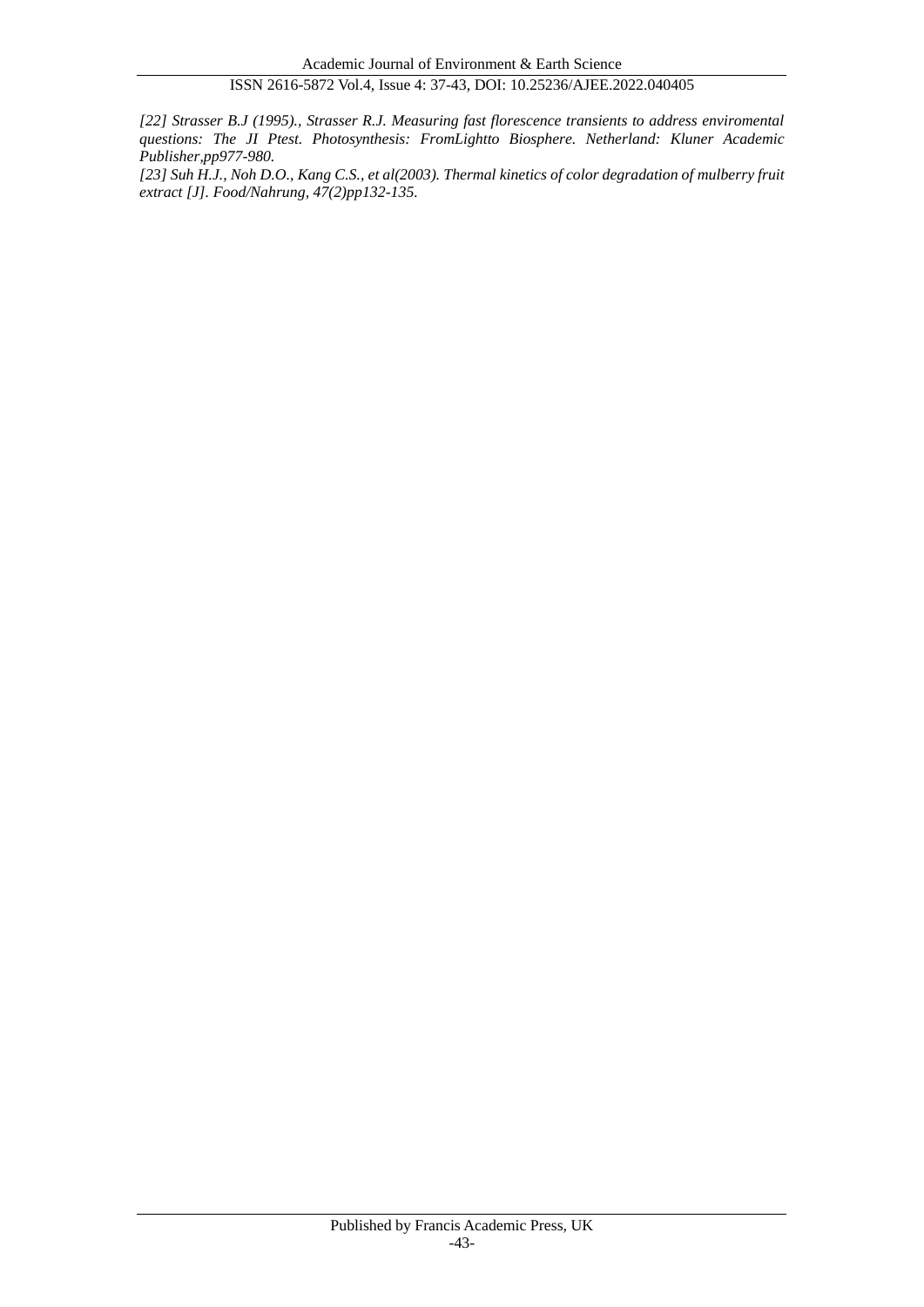*[22] Strasser B.J (1995)., Strasser R.J. Measuring fast florescence transients to address enviromental questions: The JI Ptest. Photosynthesis: FromLightto Biosphere. Netherland: Kluner Academic Publisher,pp977-980.*

*[23] Suh H.J., Noh D.O., Kang C.S., et al(2003). Thermal kinetics of color degradation of mulberry fruit extract [J]. Food/Nahrung, 47(2)pp132-135.*